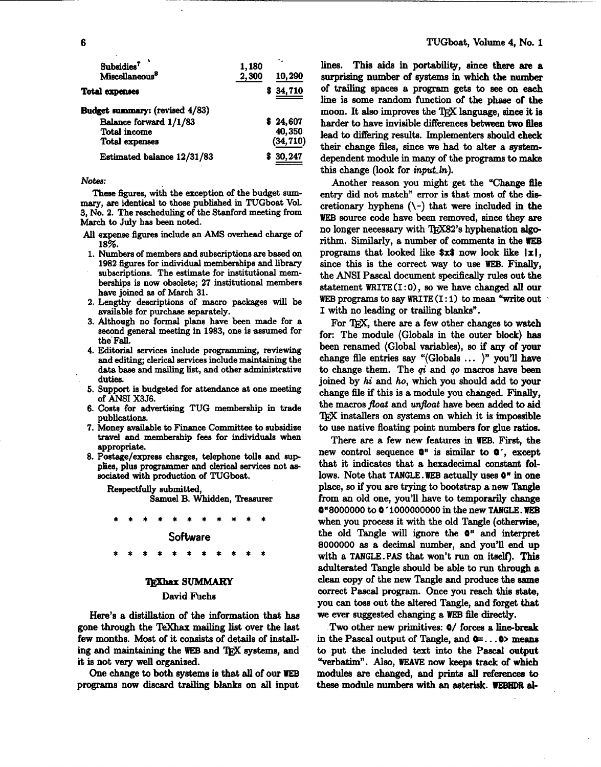| | | |
|---|---|---|
| Subsidies[7] | 1,180 | |
| Miscellaneous[8] | 2,300 | 10,290 |
| **Total expenses** | | $ 34,710 |

| | |
|---|---|
| **Budget summary: (revised 4/83)** | |
| Balance forward 1/1/83 | $ 24,607 |
| Total income | 40,350 |
| Total expenses | (34,710) |
| Estimated balance 12/31/83 | $ 30,247 |

*Notes:*

These figures, with the exception of the budget summary, are identical to those published in TUGboat Vol. 3, No. 2. The rescheduling of the Stanford meeting from March to July has been noted.

All expense figures include an AMS overhead charge of 18%.

1. Numbers of members and subscriptions are based on 1982 figures for individual memberships and library subscriptions. The estimate for institutional memberships is now obsolete; 27 institutional members have joined as of March 31.
2. Lengthy descriptions of macro packages will be available for purchase separately.
3. Although no formal plans have been made for a second general meeting in 1983, one is assumed for the Fall.
4. Editorial services include programming, reviewing and editing; clerical services include maintaining the data base and mailing list, and other administrative duties.
5. Support is budgeted for attendance at one meeting of ANSI X3J6.
6. Costs for advertising TUG membership in trade publications.
7. Money available to Finance Committee to subsidize travel and membership fees for individuals when appropriate.
8. Postage/express charges, telephone tolls and supplies, plus programmer and clerical services not associated with production of TUGboat.

Respectfully submitted,
Samuel B. Whidden, Treasurer

* * * * * * * * * * *

## Software

* * * * * * * * * * *

### TEXhax SUMMARY

David Fuchs

Here's a distillation of the information that has gone through the TeXhax mailing list over the last few months. Most of it consists of details of installing and maintaining the WEB and TEX systems, and it is not very well organized.

One change to both systems is that all of our WEB programs now discard trailing blanks on all input lines. This aids in portability, since there are a surprising number of systems in which the number of trailing spaces a program gets to see on each line is some random function of the phase of the moon. It also improves the TEX language, since it is harder to have invisible differences between two files lead to differing results. Implementers should check their change files, since we had to alter a system-dependent module in many of the programs to make this change (look for *input_ln*).

Another reason you might get the "Change file entry did not match" error is that most of the discretionary hyphens (`\-`) that were included in the WEB source code have been removed, since they are no longer necessary with TEX82's hyphenation algorithm. Similarly, a number of comments in the WEB programs that looked like `$x$` now look like `|x|`, since this is the correct way to use WEB. Finally, the ANSI Pascal document specifically rules out the statement `WRITE(I:0)`, so we have changed all our WEB programs to say `WRITE(I:1)` to mean "write out I with no leading or trailing blanks".

For TEX, there are a few other changes to watch for: The module ⟨Globals in the outer block⟩ has been renamed ⟨Global variables⟩, so if any of your change file entries say "⟨Globals ... ⟩" you'll have to change them. The *qi* and *qo* macros have been joined by *hi* and *ho*, which you should add to your change file if this is a module you changed. Finally, the macros *float* and *unfloat* have been added to aid TEX installers on systems on which it is impossible to use native floating point numbers for glue ratios.

There are a few new features in WEB. First, the new control sequence `@"` is similar to `@'`, except that it indicates that a hexadecimal constant follows. Note that `TANGLE.WEB` actually uses `@"` in one place, so if you are trying to bootstrap a new Tangle from an old one, you'll have to temporarily change `@"8000000` to `@'1000000000` in the new `TANGLE.WEB` when you process it with the old Tangle (otherwise, the old Tangle will ignore the `@"` and interpret 8000000 as a decimal number, and you'll end up with a `TANGLE.PAS` that won't run on itself). This adulterated Tangle should be able to run through a clean copy of the new Tangle and produce the same correct Pascal program. Once you reach this state, you can toss out the altered Tangle, and forget that we ever suggested changing a WEB file directly.

Two other new primitives: `@/` forces a line-break in the Pascal output of Tangle, and `@=...@>` means to put the included text into the Pascal output "verbatim". Also, WEAVE now keeps track of which modules are changed, and prints all references to these module numbers with an asterisk. WEBHDR al-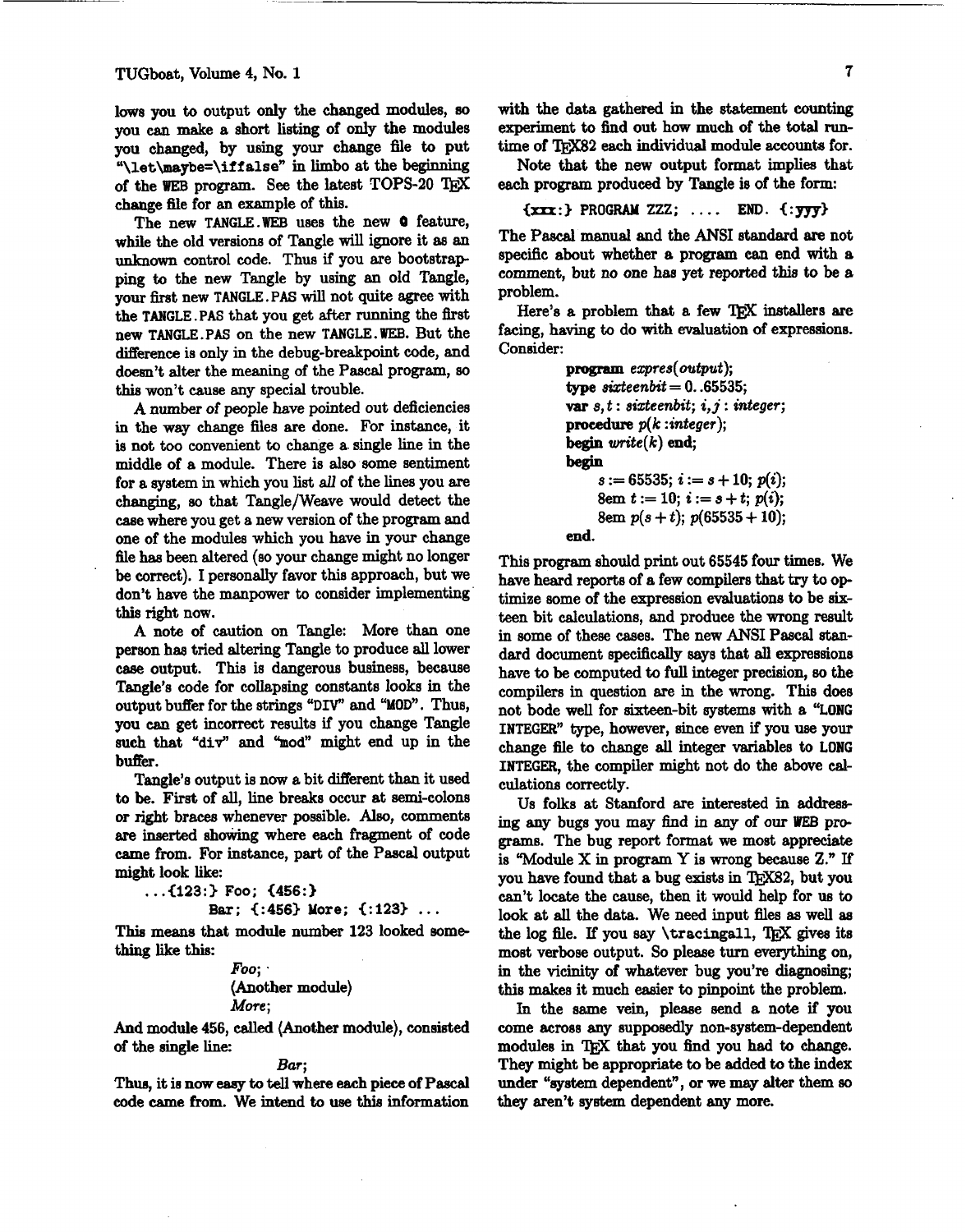lows you to output only the changed modules, so you can make a short listing of only the modules you changed, by using your change file to put "\let\maybe=\iffalse" in limbo at the beginning of the WEB program. See the latest TOPS-20 TeX change file for an example of this.

The new TANGLE.WEB uses the new @ feature, while the old versions of Tangle will ignore it as an unknown control code. Thus if you are bootstrapping to the new Tangle by using an old Tangle, your first new TANGLE.PAS will not quite agree with the TANGLE.PAS that you get after running the first new TANGLE.PAS on the new TANGLE.WEB. But the difference is only in the debug-breakpoint code, and doesn't alter the meaning of the Pascal program, so this won't cause any special trouble.

A number of people have pointed out deficiencies in the way change files are done. For instance, it is not too convenient to change a single line in the middle of a module. There is also some sentiment for a system in which you list *all* of the lines you are changing, so that Tangle/Weave would detect the case where you get a new version of the program and one of the modules which you have in your change file has been altered (so your change might no longer be correct). I personally favor this approach, but we don't have the manpower to consider implementing this right now.

A note of caution on Tangle: More than one person has tried altering Tangle to produce all lower case output. This is dangerous business, because Tangle's code for collapsing constants looks in the output buffer for the strings "DIV" and "MOD". Thus, you can get incorrect results if you change Tangle such that "div" and "mod" might end up in the buffer.

Tangle's output is now a bit different than it used to be. First of all, line breaks occur at semi-colons or right braces whenever possible. Also, comments are inserted showing where each fragment of code came from. For instance, part of the Pascal output might look like:

```
...{123:} Foo; {456:}
          Bar; {:456} More; {:123} ...
```

This means that module number 123 looked something like this:

> *Foo*;
> ⟨Another module⟩
> *More*;

And module 456, called ⟨Another module⟩, consisted of the single line:

> *Bar*;

Thus, it is now easy to tell where each piece of Pascal code came from. We intend to use this information with the data gathered in the statement counting experiment to find out how much of the total runtime of TeX82 each individual module accounts for.

Note that the new output format implies that each program produced by Tangle is of the form:

```
{xxx:} PROGRAM ZZZ; .... END. {:yyy}
```

The Pascal manual and the ANSI standard are not specific about whether a program can end with a comment, but no one has yet reported this to be a problem.

Here's a problem that a few TeX installers are facing, having to do with evaluation of expressions. Consider:

> **program** *expres*(*output*);
> **type** *sixteenbit* = 0..65535;
> **var** $s, t$: *sixteenbit*; $i, j$: *integer*;
> **procedure** $p(k : integer)$;
> **begin** *write*($k$) **end**;
> **begin**
> $s := 65535$; $i := s + 10$; $p(i)$;
> 8em $t := 10$; $i := s + t$; $p(i)$;
> 8em $p(s + t)$; $p(65535 + 10)$;
> **end**.

This program should print out 65545 four times. We have heard reports of a few compilers that try to optimize some of the expression evaluations to be sixteen bit calculations, and produce the wrong result in some of these cases. The new ANSI Pascal standard document specifically says that all expressions have to be computed to full integer precision, so the compilers in question are in the wrong. This does not bode well for sixteen-bit systems with a "LONG INTEGER" type, however, since even if you use your change file to change all integer variables to LONG INTEGER, the compiler might not do the above calculations correctly.

Us folks at Stanford are interested in addressing any bugs you may find in any of our WEB programs. The bug report format we most appreciate is "Module X in program Y is wrong because Z." If you have found that a bug exists in TeX82, but you can't locate the cause, then it would help for us to look at all the data. We need input files as well as the log file. If you say \tracingall, TeX gives its most verbose output. So please turn everything on, in the vicinity of whatever bug you're diagnosing; this makes it much easier to pinpoint the problem.

In the same vein, please send a note if you come across any supposedly non-system-dependent modules in TeX that you find you had to change. They might be appropriate to be added to the index under "system dependent", or we may alter them so they aren't system dependent any more.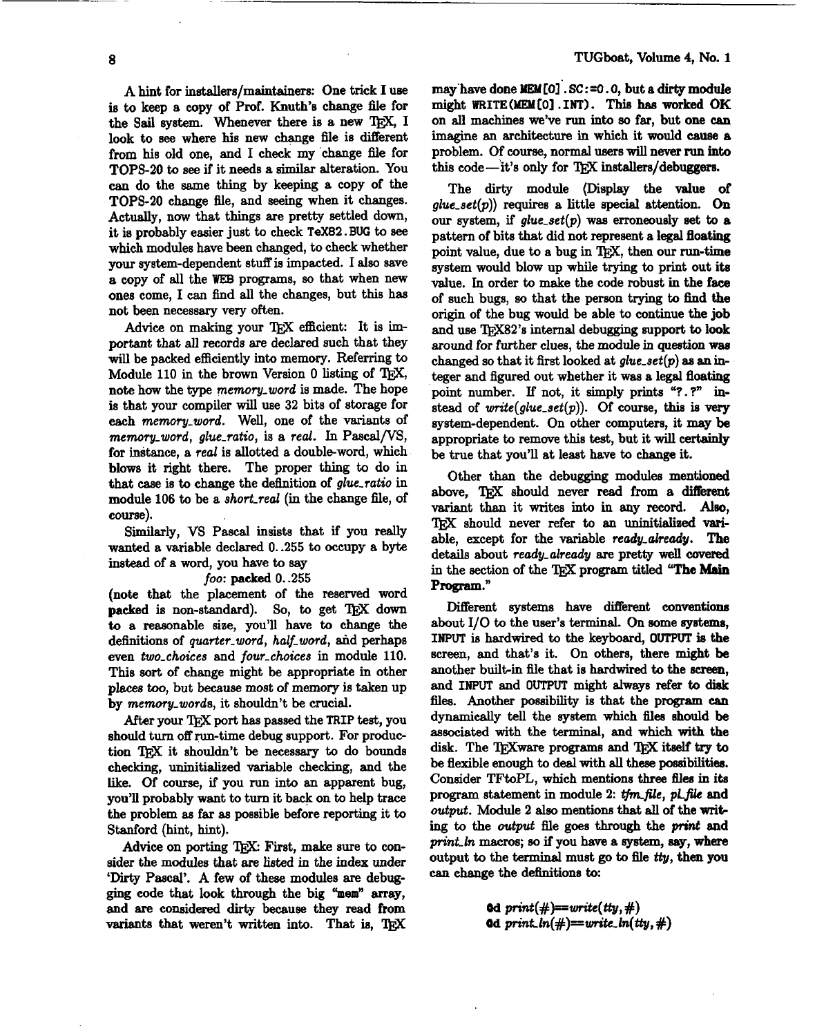A hint for installers/maintainers: One trick I use is to keep a copy of Prof. Knuth's change file for the Sail system. Whenever there is a new TeX, I look to see where his new change file is different from his old one, and I check my change file for TOPS-20 to see if it needs a similar alteration. You can do the same thing by keeping a copy of the TOPS-20 change file, and seeing when it changes. Actually, now that things are pretty settled down, it is probably easier just to check `TeX82.BUG` to see which modules have been changed, to check whether your system-dependent stuff is impacted. I also save a copy of all the `WEB` programs, so that when new ones come, I can find all the changes, but this has not been necessary very often.

Advice on making your TeX efficient: It is important that all records are declared such that they will be packed efficiently into memory. Referring to Module 110 in the brown Version 0 listing of TeX, note how the type *memory_word* is made. The hope is that your compiler will use 32 bits of storage for each *memory_word*. Well, one of the variants of *memory_word*, *glue_ratio*, is a *real*. In Pascal/VS, for instance, a *real* is allotted a double-word, which blows it right there. The proper thing to do in that case is to change the definition of *glue_ratio* in module 106 to be a *short_real* (in the change file, of course).

Similarly, VS Pascal insists that if you really wanted a variable declared 0..255 to occupy a byte instead of a word, you have to say

*foo*: **packed** 0..255

(note that the placement of the reserved word **packed** is non-standard). So, to get TeX down to a reasonable size, you'll have to change the definitions of *quarter_word*, *half_word*, and perhaps even *two_choices* and *four_choices* in module 110. This sort of change might be appropriate in other places too, but because most of memory is taken up by *memory_words*, it shouldn't be crucial.

After your TeX port has passed the `TRIP` test, you should turn off run-time debug support. For production TeX it shouldn't be necessary to do bounds checking, uninitialized variable checking, and the like. Of course, if you run into an apparent bug, you'll probably want to turn it back on to help trace the problem as far as possible before reporting it to Stanford (hint, hint).

Advice on porting TeX: First, make sure to consider the modules that are listed in the index under 'Dirty Pascal'. A few of these modules are debugging code that look through the big "mem" array, and are considered dirty because they read from variants that weren't written into. That is, TeX may have done `MEM[0].SC:=0.0`, but a dirty module might `WRITE(MEM[0].INT)`. This has worked OK on all machines we've run into so far, but one can imagine an architecture in which it would cause a problem. Of course, normal users will never run into this code—it's only for TeX installers/debuggers.

The dirty module ⟨Display the value of *glue_set(p)*⟩ requires a little special attention. On our system, if *glue_set(p)* was erroneously set to a pattern of bits that did not represent a legal floating point value, due to a bug in TeX, then our run-time system would blow up while trying to print out its value. In order to make the code robust in the face of such bugs, so that the person trying to find the origin of the bug would be able to continue the job and use TeX82's internal debugging support to look around for further clues, the module in question was changed so that it first looked at *glue_set(p)* as an integer and figured out whether it was a legal floating point number. If not, it simply prints "?.?" instead of *write(glue_set(p))*. Of course, this is very system-dependent. On other computers, it may be appropriate to remove this test, but it will certainly be true that you'll at least have to change it.

Other than the debugging modules mentioned above, TeX should never read from a different variant than it writes into in any record. Also, TeX should never refer to an uninitialized variable, except for the variable *ready_already*. The details about *ready_already* are pretty well covered in the section of the TeX program titled "**The Main Program.**"

Different systems have different conventions about I/O to the user's terminal. On some systems, `INPUT` is hardwired to the keyboard, `OUTPUT` is the screen, and that's it. On others, there might be another built-in file that is hardwired to the screen, and `INPUT` and `OUTPUT` might always refer to disk files. Another possibility is that the program can dynamically tell the system which files should be associated with the terminal, and which with the disk. The TeXware programs and TeX itself try to be flexible enough to deal with all these possibilities. Consider TFtoPL, which mentions three files in its program statement in module 2: *tfm_file*, *pl_file* and *output*. Module 2 also mentions that all of the writing to the *output* file goes through the *print* and *print_ln* macros; so if you have a system, say, where output to the terminal must go to file *tty*, then you can change the definitions to:

**@d** *print*(#)==*write*(*tty*, #)
**@d** *print_ln*(#)==*write_ln*(*tty*, #)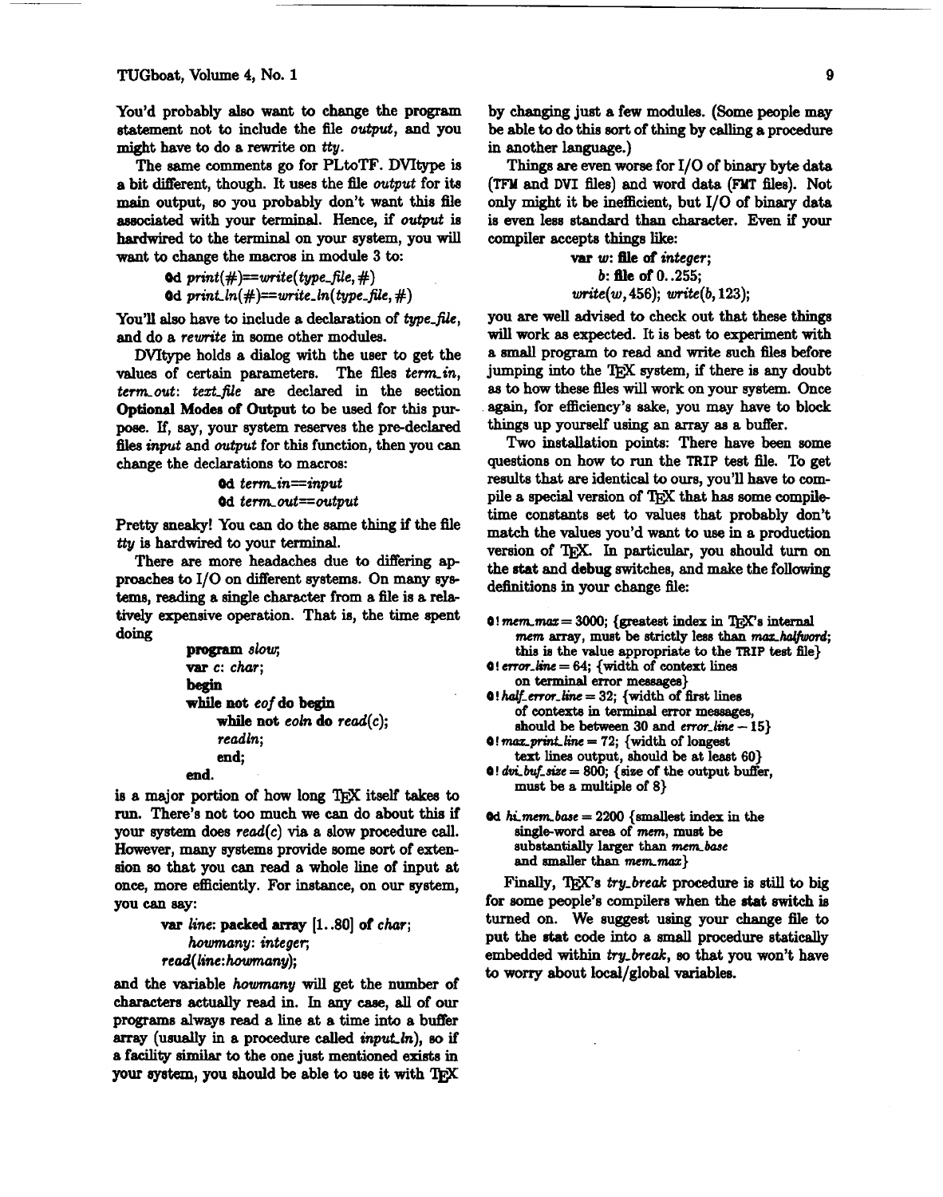You'd probably also want to change the program statement not to include the file *output*, and you might have to do a rewrite on *tty*.

The same comments go for PLtoTF. DVItype is a bit different, though. It uses the file *output* for its main output, so you probably don't want this file associated with your terminal. Hence, if *output* is hardwired to the terminal on your system, you will want to change the macros in module 3 to:

```
@d print(#)==write(type_file, #)
@d print_ln(#)==write_ln(type_file, #)
```

You'll also have to include a declaration of *type_file*, and do a *rewrite* in some other modules.

DVItype holds a dialog with the user to get the values of certain parameters. The files *term_in*, *term_out*: *text_file* are declared in the section **Optional Modes of Output** to be used for this purpose. If, say, your system reserves the pre-declared files *input* and *output* for this function, then you can change the declarations to macros:

```
@d term_in==input
@d term_out==output
```

Pretty sneaky! You can do the same thing if the file *tty* is hardwired to your terminal.

There are more headaches due to differing approaches to I/O on different systems. On many systems, reading a single character from a file is a relatively expensive operation. That is, the time spent doing

```
program slow;
var c: char;
begin
while not eof do begin
     while not eoln do read(c);
     readln;
     end;
end.
```

is a major portion of how long TeX itself takes to run. There's not too much we can do about this if your system does *read*(*c*) via a slow procedure call. However, many systems provide some sort of extension so that you can read a whole line of input at once, more efficiently. For instance, on our system, you can say:

```
var line: packed array [1..80] of char;
    howmany: integer;
read(line:howmany);
```

and the variable *howmany* will get the number of characters actually read in. In any case, all of our programs always read a line at a time into a buffer array (usually in a procedure called *input_ln*), so if a facility similar to the one just mentioned exists in your system, you should be able to use it with TeX by changing just a few modules. (Some people may be able to do this sort of thing by calling a procedure in another language.)

Things are even worse for I/O of binary byte data (TFM and DVI files) and word data (FMT files). Not only might it be inefficient, but I/O of binary data is even less standard than character. Even if your compiler accepts things like:

```
var w: file of integer;
    b: file of 0..255;
write(w, 456); write(b, 123);
```

you are well advised to check out that these things will work as expected. It is best to experiment with a small program to read and write such files before jumping into the TeX system, if there is any doubt as to how these files will work on your system. Once again, for efficiency's sake, you may have to block things up yourself using an array as a buffer.

Two installation points: There have been some questions on how to run the TRIP test file. To get results that are identical to ours, you'll have to compile a special version of TeX that has some compile-time constants set to values that probably don't match the values you'd want to use in a production version of TeX. In particular, you should turn on the **stat** and **debug** switches, and make the following definitions in your change file:

```
@!mem_max = 3000; {greatest index in TeX's internal
    mem array, must be strictly less than max_halfword;
    this is the value appropriate to the TRIP test file}
@!error_line = 64; {width of context lines
    on terminal error messages}
@!half_error_line = 32; {width of first lines
    of contexts in terminal error messages,
    should be between 30 and error_line - 15}
@!max_print_line = 72; {width of longest
    text lines output, should be at least 60}
@!dvi_buf_size = 800; {size of the output buffer,
    must be a multiple of 8}

@d hi_mem_base = 2200 {smallest index in the
    single-word area of mem, must be
    substantially larger than mem_base
    and smaller than mem_max}
```

Finally, TeX's *try_break* procedure is still to big for some people's compilers when the **stat** switch is turned on. We suggest using your change file to put the **stat** code into a small procedure statically embedded within *try_break*, so that you won't have to worry about local/global variables.